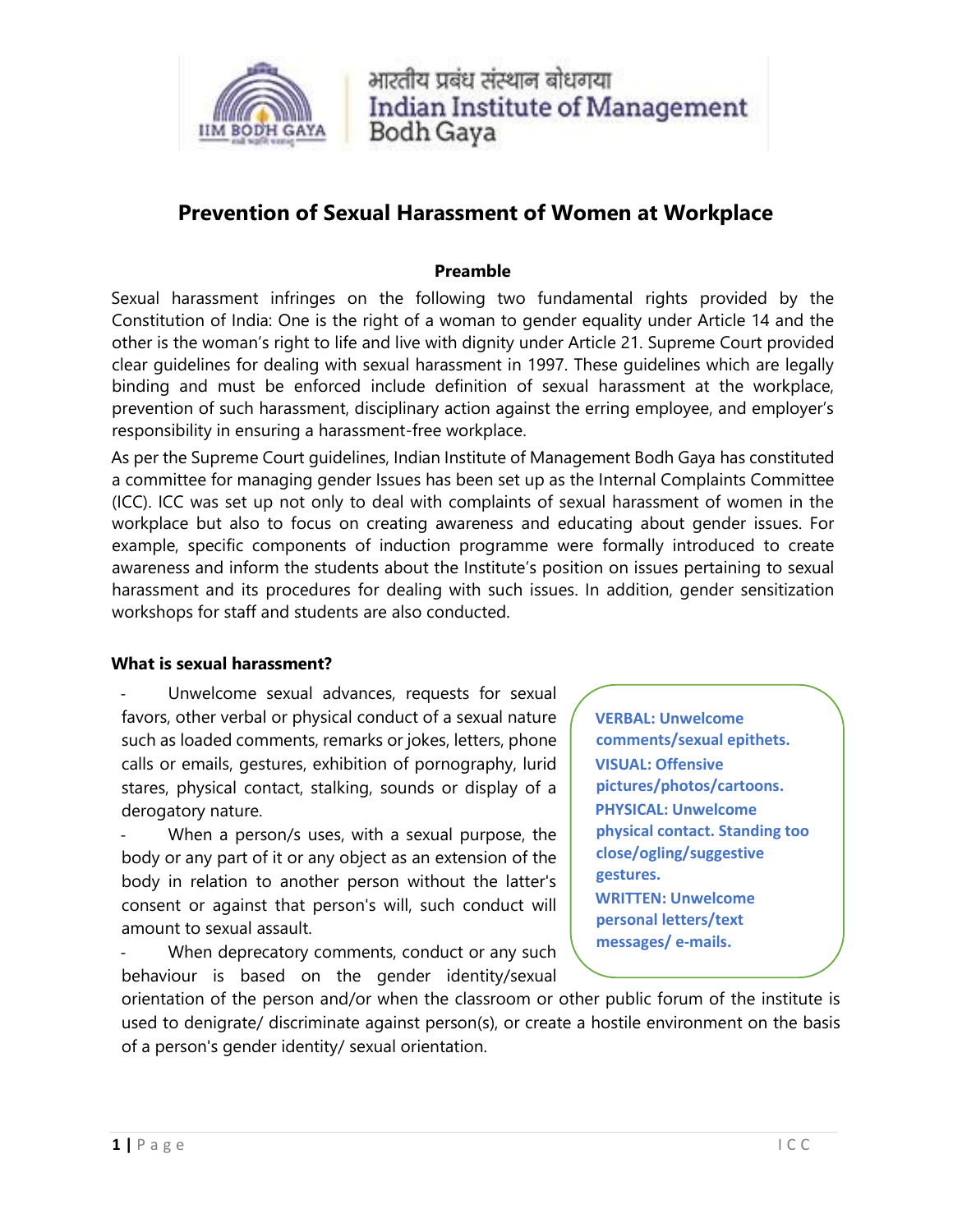भारतीय प्रबंध संस्थान बोधगया
Indian Institute of Management Bodh Gaya

# Prevention of Sexual Harassment of Women at Workplace

## Preamble

Sexual harassment infringes on the following two fundamental rights provided by the Constitution of India: One is the right of a woman to gender equality under Article 14 and the other is the woman's right to life and live with dignity under Article 21. Supreme Court provided clear guidelines for dealing with sexual harassment in 1997. These guidelines which are legally binding and must be enforced include definition of sexual harassment at the workplace, prevention of such harassment, disciplinary action against the erring employee, and employer's responsibility in ensuring a harassment-free workplace.

As per the Supreme Court guidelines, Indian Institute of Management Bodh Gaya has constituted a committee for managing gender Issues has been set up as the Internal Complaints Committee (ICC). ICC was set up not only to deal with complaints of sexual harassment of women in the workplace but also to focus on creating awareness and educating about gender issues. For example, specific components of induction programme were formally introduced to create awareness and inform the students about the Institute's position on issues pertaining to sexual harassment and its procedures for dealing with such issues. In addition, gender sensitization workshops for staff and students are also conducted.

### What is sexual harassment?

- Unwelcome sexual advances, requests for sexual favors, other verbal or physical conduct of a sexual nature such as loaded comments, remarks or jokes, letters, phone calls or emails, gestures, exhibition of pornography, lurid stares, physical contact, stalking, sounds or display of a derogatory nature.
- When a person/s uses, with a sexual purpose, the body or any part of it or any object as an extension of the body in relation to another person without the latter's consent or against that person's will, such conduct will amount to sexual assault.
- When deprecatory comments, conduct or any such behaviour is based on the gender identity/sexual orientation of the person and/or when the classroom or other public forum of the institute is used to denigrate/ discriminate against person(s), or create a hostile environment on the basis of a person's gender identity/ sexual orientation.

**VERBAL: Unwelcome comments/sexual epithets.**
**VISUAL: Offensive pictures/photos/cartoons.**
**PHYSICAL: Unwelcome physical contact. Standing too close/ogling/suggestive gestures.**
**WRITTEN: Unwelcome personal letters/text messages/ e-mails.**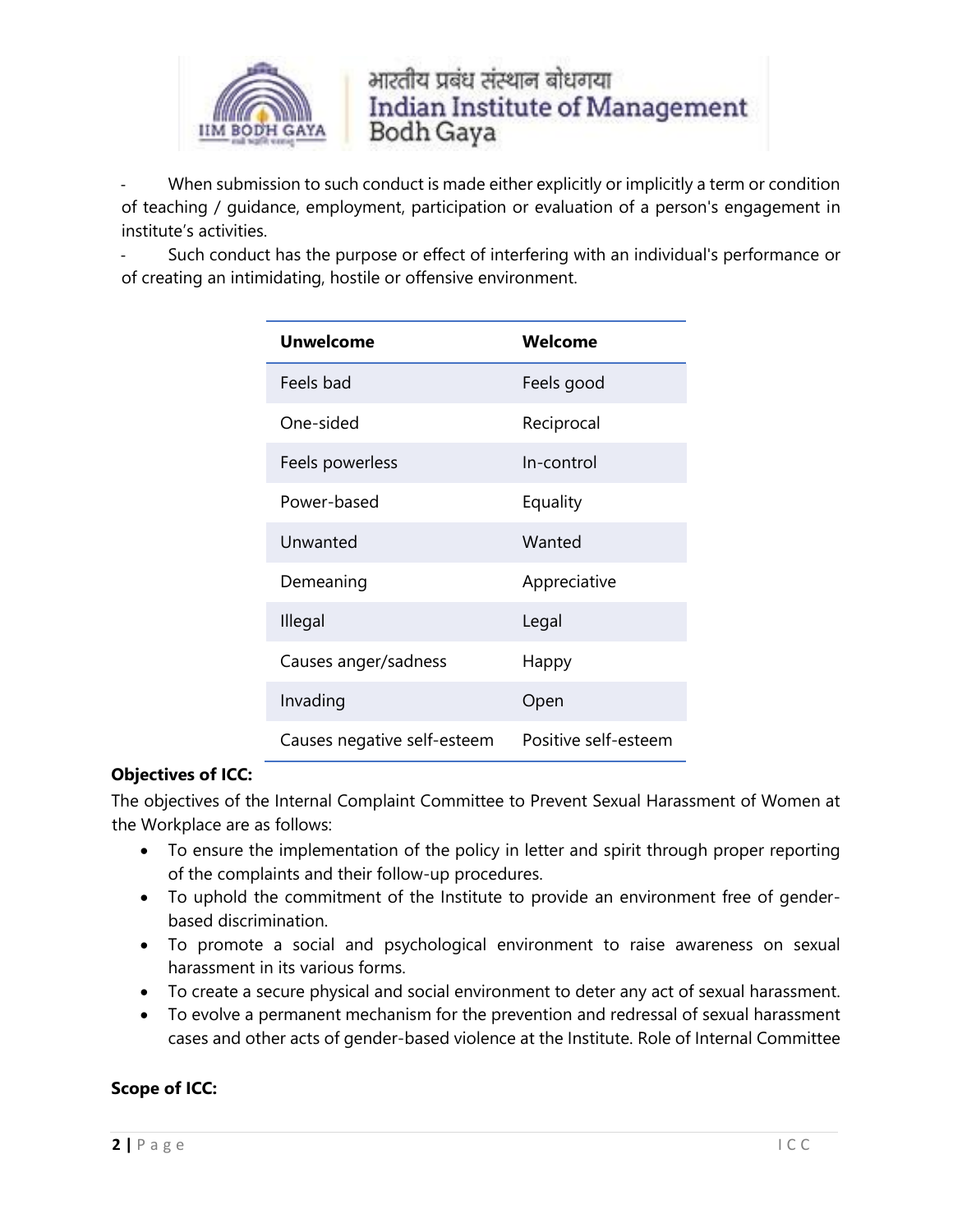- When submission to such conduct is made either explicitly or implicitly a term or condition of teaching / guidance, employment, participation or evaluation of a person's engagement in institute's activities.
- Such conduct has the purpose or effect of interfering with an individual's performance or of creating an intimidating, hostile or offensive environment.

| Unwelcome | Welcome |
|---|---|
| Feels bad | Feels good |
| One-sided | Reciprocal |
| Feels powerless | In-control |
| Power-based | Equality |
| Unwanted | Wanted |
| Demeaning | Appreciative |
| Illegal | Legal |
| Causes anger/sadness | Happy |
| Invading | Open |
| Causes negative self-esteem | Positive self-esteem |

**Objectives of ICC:**

The objectives of the Internal Complaint Committee to Prevent Sexual Harassment of Women at the Workplace are as follows:

- To ensure the implementation of the policy in letter and spirit through proper reporting of the complaints and their follow-up procedures.
- To uphold the commitment of the Institute to provide an environment free of gender-based discrimination.
- To promote a social and psychological environment to raise awareness on sexual harassment in its various forms.
- To create a secure physical and social environment to deter any act of sexual harassment.
- To evolve a permanent mechanism for the prevention and redressal of sexual harassment cases and other acts of gender-based violence at the Institute. Role of Internal Committee

**Scope of ICC:**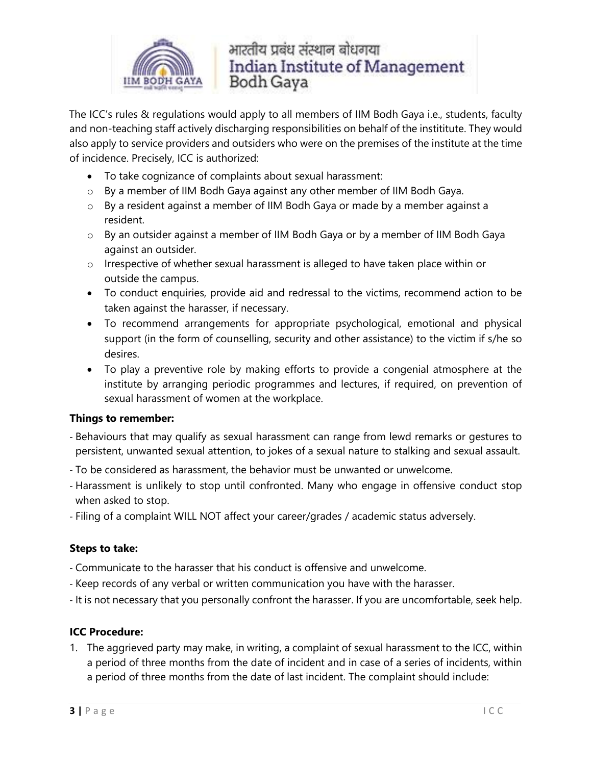The ICC's rules & regulations would apply to all members of IIM Bodh Gaya i.e., students, faculty and non-teaching staff actively discharging responsibilities on behalf of the instititute. They would also apply to service providers and outsiders who were on the premises of the institute at the time of incidence. Precisely, ICC is authorized:

- To take cognizance of complaints about sexual harassment:
  - By a member of IIM Bodh Gaya against any other member of IIM Bodh Gaya.
  - By a resident against a member of IIM Bodh Gaya or made by a member against a resident.
  - By an outsider against a member of IIM Bodh Gaya or by a member of IIM Bodh Gaya against an outsider.
  - Irrespective of whether sexual harassment is alleged to have taken place within or outside the campus.
- To conduct enquiries, provide aid and redressal to the victims, recommend action to be taken against the harasser, if necessary.
- To recommend arrangements for appropriate psychological, emotional and physical support (in the form of counselling, security and other assistance) to the victim if s/he so desires.
- To play a preventive role by making efforts to provide a congenial atmosphere at the institute by arranging periodic programmes and lectures, if required, on prevention of sexual harassment of women at the workplace.

**Things to remember:**

- Behaviours that may qualify as sexual harassment can range from lewd remarks or gestures to persistent, unwanted sexual attention, to jokes of a sexual nature to stalking and sexual assault.
- To be considered as harassment, the behavior must be unwanted or unwelcome.
- Harassment is unlikely to stop until confronted. Many who engage in offensive conduct stop when asked to stop.
- Filing of a complaint WILL NOT affect your career/grades / academic status adversely.

**Steps to take:**

- Communicate to the harasser that his conduct is offensive and unwelcome.
- Keep records of any verbal or written communication you have with the harasser.
- It is not necessary that you personally confront the harasser. If you are uncomfortable, seek help.

**ICC Procedure:**

1. The aggrieved party may make, in writing, a complaint of sexual harassment to the ICC, within a period of three months from the date of incident and in case of a series of incidents, within a period of three months from the date of last incident. The complaint should include: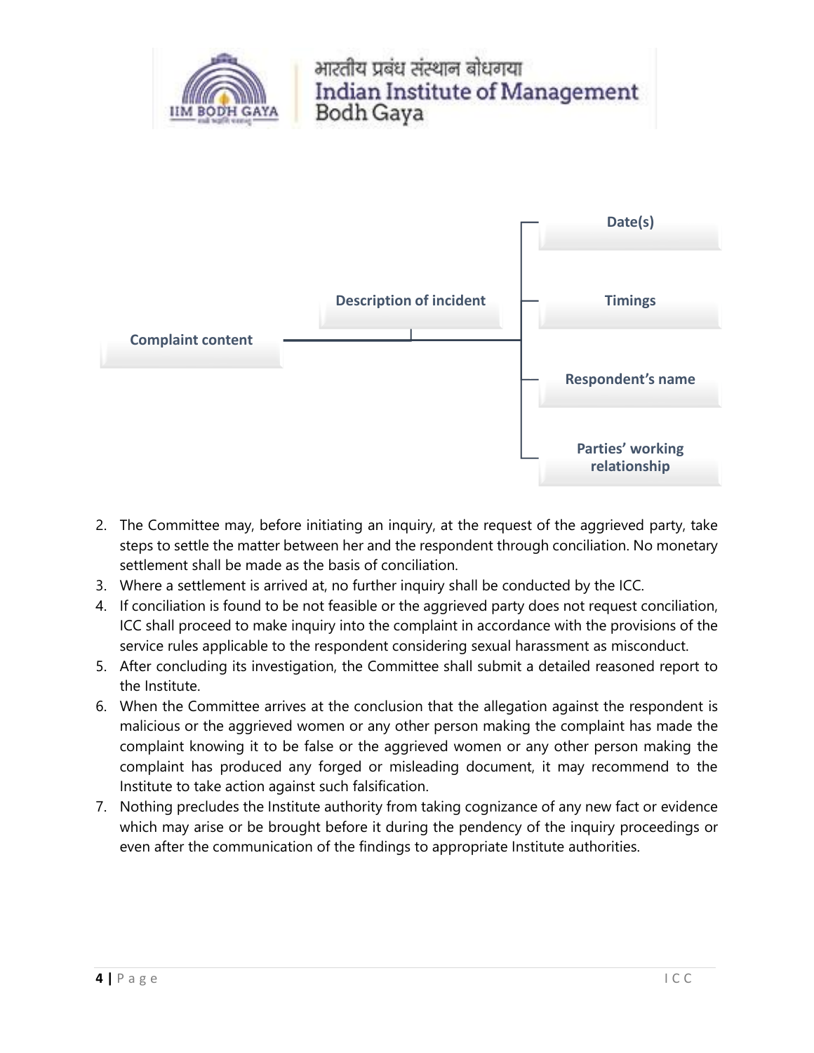Complaint content

Description of incident

Date(s)

Timings

Respondent's name

Parties' working relationship

2. The Committee may, before initiating an inquiry, at the request of the aggrieved party, take steps to settle the matter between her and the respondent through conciliation. No monetary settlement shall be made as the basis of conciliation.
3. Where a settlement is arrived at, no further inquiry shall be conducted by the ICC.
4. If conciliation is found to be not feasible or the aggrieved party does not request conciliation, ICC shall proceed to make inquiry into the complaint in accordance with the provisions of the service rules applicable to the respondent considering sexual harassment as misconduct.
5. After concluding its investigation, the Committee shall submit a detailed reasoned report to the Institute.
6. When the Committee arrives at the conclusion that the allegation against the respondent is malicious or the aggrieved women or any other person making the complaint has made the complaint knowing it to be false or the aggrieved women or any other person making the complaint has produced any forged or misleading document, it may recommend to the Institute to take action against such falsification.
7. Nothing precludes the Institute authority from taking cognizance of any new fact or evidence which may arise or be brought before it during the pendency of the inquiry proceedings or even after the communication of the findings to appropriate Institute authorities.